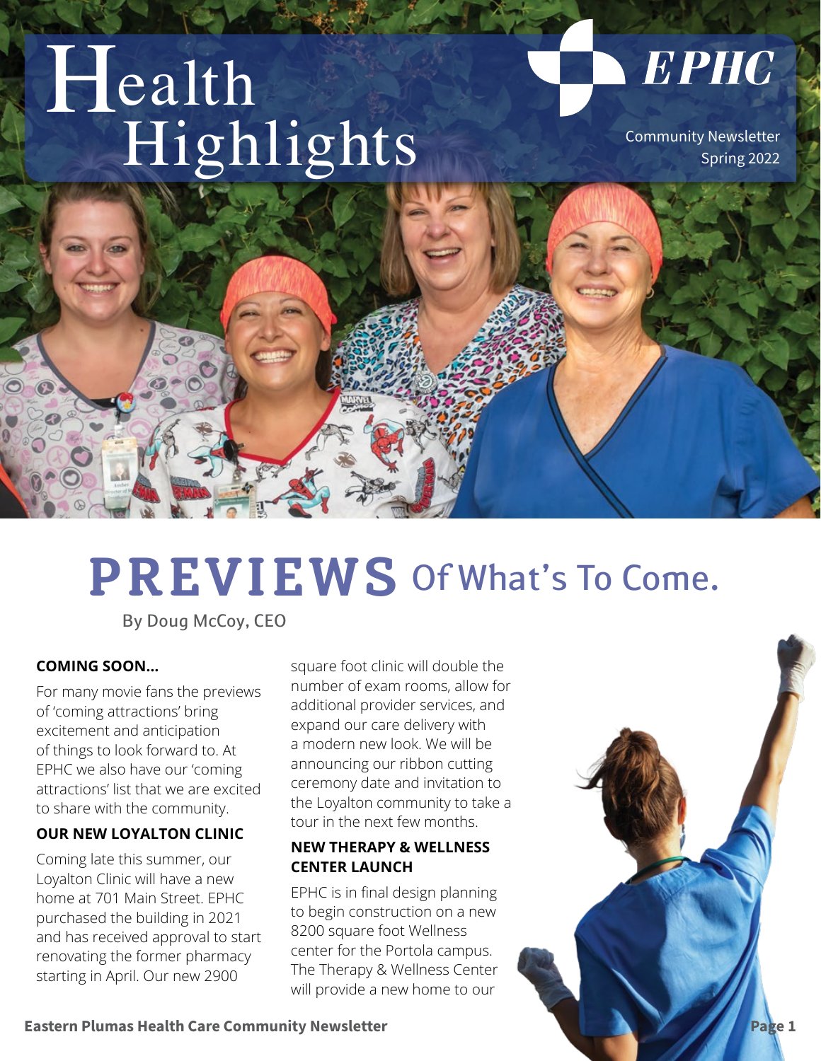# Health Highlights

EPHC

Community Newsletter
Spring 2022

## PREVIEWS Of What's To Come.

By Doug McCoy, CEO

**COMING SOON...**

For many movie fans the previews of 'coming attractions' bring excitement and anticipation of things to look forward to. At EPHC we also have our 'coming attractions' list that we are excited to share with the community.

**OUR NEW LOYALTON CLINIC**

Coming late this summer, our Loyalton Clinic will have a new home at 701 Main Street. EPHC purchased the building in 2021 and has received approval to start renovating the former pharmacy starting in April. Our new 2900 square foot clinic will double the number of exam rooms, allow for additional provider services, and expand our care delivery with a modern new look. We will be announcing our ribbon cutting ceremony date and invitation to the Loyalton community to take a tour in the next few months.

**NEW THERAPY & WELLNESS CENTER LAUNCH**

EPHC is in final design planning to begin construction on a new 8200 square foot Wellness center for the Portola campus. The Therapy & Wellness Center will provide a new home to our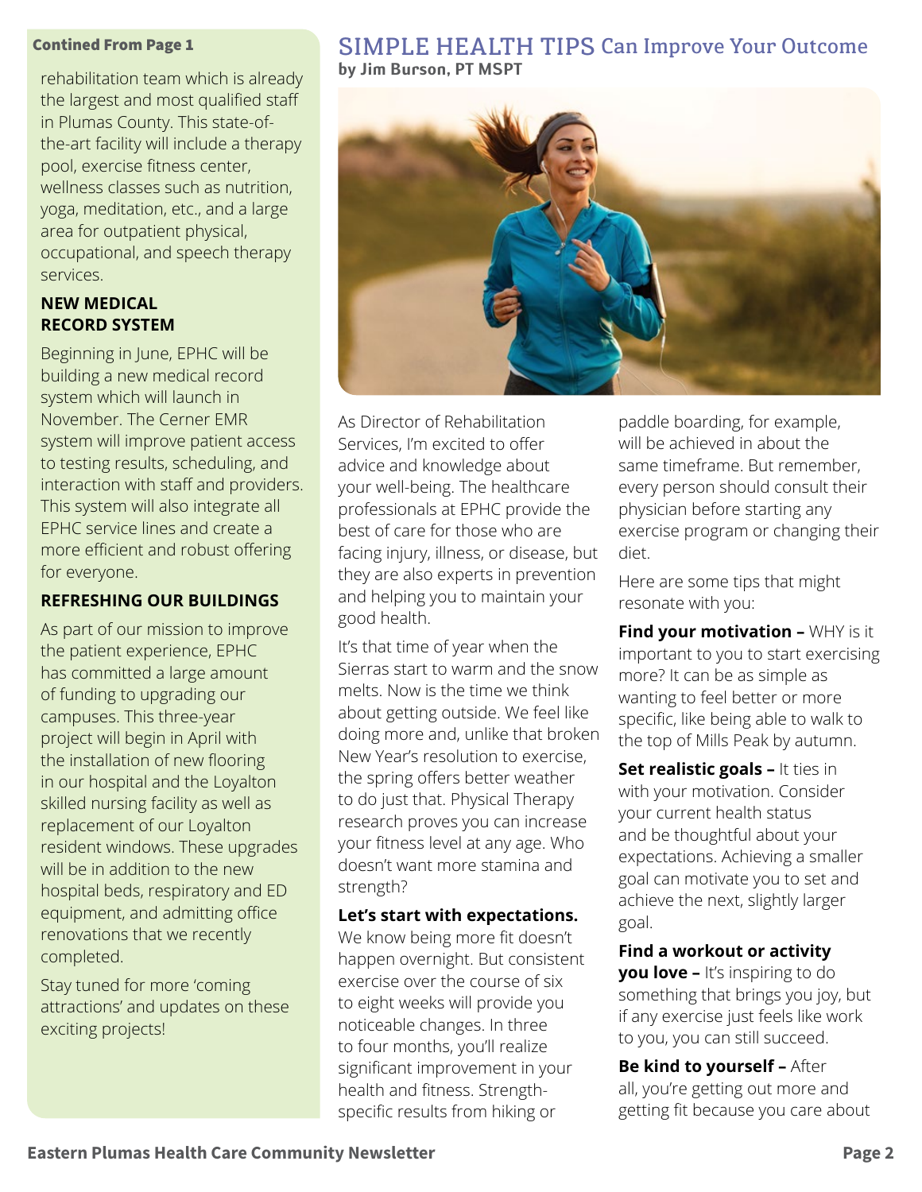**Contined From Page 1**

rehabilitation team which is already the largest and most qualified staff in Plumas County. This state-of-the-art facility will include a therapy pool, exercise fitness center, wellness classes such as nutrition, yoga, meditation, etc., and a large area for outpatient physical, occupational, and speech therapy services.

### NEW MEDICAL RECORD SYSTEM

Beginning in June, EPHC will be building a new medical record system which will launch in November. The Cerner EMR system will improve patient access to testing results, scheduling, and interaction with staff and providers. This system will also integrate all EPHC service lines and create a more efficient and robust offering for everyone.

### REFRESHING OUR BUILDINGS

As part of our mission to improve the patient experience, EPHC has committed a large amount of funding to upgrading our campuses. This three-year project will begin in April with the installation of new flooring in our hospital and the Loyalton skilled nursing facility as well as replacement of our Loyalton resident windows. These upgrades will be in addition to the new hospital beds, respiratory and ED equipment, and admitting office renovations that we recently completed.

Stay tuned for more 'coming attractions' and updates on these exciting projects!

## SIMPLE HEALTH TIPS Can Improve Your Outcome

**by Jim Burson, PT MSPT**

As Director of Rehabilitation Services, I'm excited to offer advice and knowledge about your well-being. The healthcare professionals at EPHC provide the best of care for those who are facing injury, illness, or disease, but they are also experts in prevention and helping you to maintain your good health.

It's that time of year when the Sierras start to warm and the snow melts. Now is the time we think about getting outside. We feel like doing more and, unlike that broken New Year's resolution to exercise, the spring offers better weather to do just that. Physical Therapy research proves you can increase your fitness level at any age. Who doesn't want more stamina and strength?

**Let's start with expectations.** We know being more fit doesn't happen overnight. But consistent exercise over the course of six to eight weeks will provide you noticeable changes. In three to four months, you'll realize significant improvement in your health and fitness. Strength-specific results from hiking or paddle boarding, for example, will be achieved in about the same timeframe. But remember, every person should consult their physician before starting any exercise program or changing their diet.

Here are some tips that might resonate with you:

**Find your motivation –** WHY is it important to you to start exercising more? It can be as simple as wanting to feel better or more specific, like being able to walk to the top of Mills Peak by autumn.

**Set realistic goals –** It ties in with your motivation. Consider your current health status and be thoughtful about your expectations. Achieving a smaller goal can motivate you to set and achieve the next, slightly larger goal.

**Find a workout or activity you love –** It's inspiring to do something that brings you joy, but if any exercise just feels like work to you, you can still succeed.

**Be kind to yourself –** After all, you're getting out more and getting fit because you care about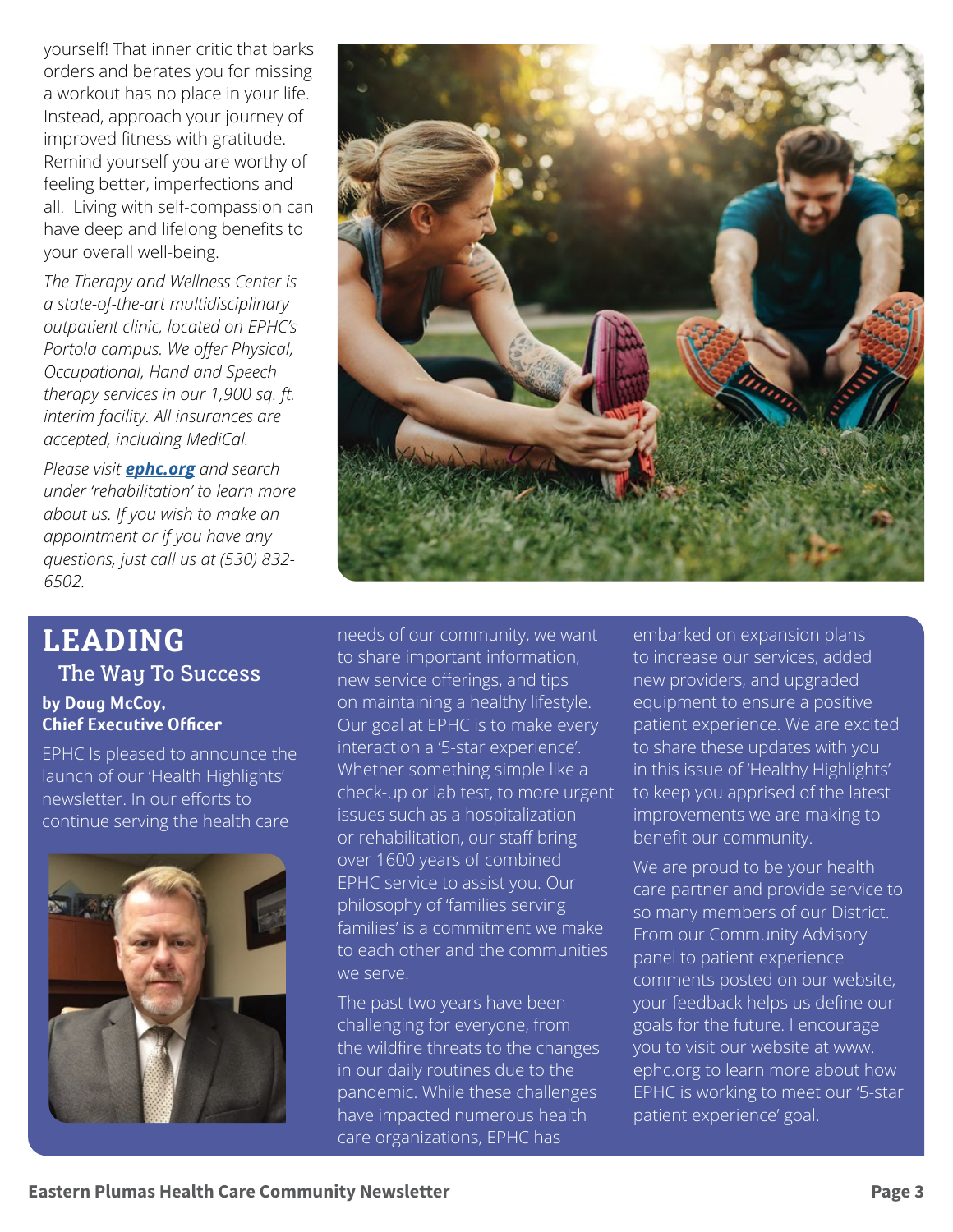yourself! That inner critic that barks orders and berates you for missing a workout has no place in your life. Instead, approach your journey of improved fitness with gratitude. Remind yourself you are worthy of feeling better, imperfections and all. Living with self-compassion can have deep and lifelong benefits to your overall well-being.

*The Therapy and Wellness Center is a state-of-the-art multidisciplinary outpatient clinic, located on EPHC's Portola campus. We offer Physical, Occupational, Hand and Speech therapy services in our 1,900 sq. ft. interim facility. All insurances are accepted, including MediCal.*

*Please visit **ephc.org** and search under 'rehabilitation' to learn more about us. If you wish to make an appointment or if you have any questions, just call us at (530) 832-6502.*

# LEADING

## The Way To Success

**by Doug McCoy, Chief Executive Officer**

EPHC Is pleased to announce the launch of our 'Health Highlights' newsletter. In our efforts to continue serving the health care needs of our community, we want to share important information, new service offerings, and tips on maintaining a healthy lifestyle. Our goal at EPHC is to make every interaction a '5-star experience'. Whether something simple like a check-up or lab test, to more urgent issues such as a hospitalization or rehabilitation, our staff bring over 1600 years of combined EPHC service to assist you. Our philosophy of 'families serving families' is a commitment we make to each other and the communities we serve.

The past two years have been challenging for everyone, from the wildfire threats to the changes in our daily routines due to the pandemic. While these challenges have impacted numerous health care organizations, EPHC has embarked on expansion plans to increase our services, added new providers, and upgraded equipment to ensure a positive patient experience. We are excited to share these updates with you in this issue of 'Healthy Highlights' to keep you apprised of the latest improvements we are making to benefit our community.

We are proud to be your health care partner and provide service to so many members of our District. From our Community Advisory panel to patient experience comments posted on our website, your feedback helps us define our goals for the future. I encourage you to visit our website at www.ephc.org to learn more about how EPHC is working to meet our '5-star patient experience' goal.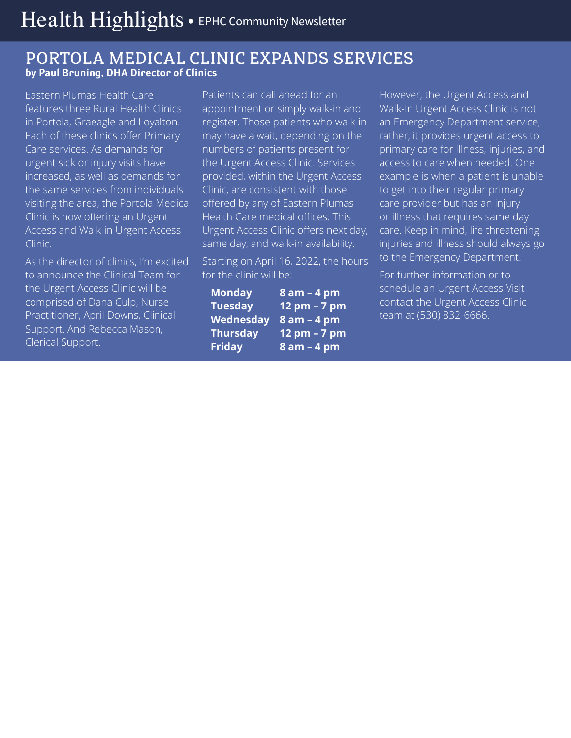# PORTOLA MEDICAL CLINIC EXPANDS SERVICES

**by Paul Bruning, DHA Director of Clinics**

Eastern Plumas Health Care features three Rural Health Clinics in Portola, Graeagle and Loyalton. Each of these clinics offer Primary Care services. As demands for urgent sick or injury visits have increased, as well as demands for the same services from individuals visiting the area, the Portola Medical Clinic is now offering an Urgent Access and Walk-in Urgent Access Clinic.

As the director of clinics, I'm excited to announce the Clinical Team for the Urgent Access Clinic will be comprised of Dana Culp, Nurse Practitioner, April Downs, Clinical Support. And Rebecca Mason, Clerical Support.

Patients can call ahead for an appointment or simply walk-in and register. Those patients who walk-in may have a wait, depending on the numbers of patients present for the Urgent Access Clinic. Services provided, within the Urgent Access Clinic, are consistent with those offered by any of Eastern Plumas Health Care medical offices. This Urgent Access Clinic offers next day, same day, and walk-in availability.

Starting on April 16, 2022, the hours for the clinic will be:

| | |
|---|---|
| **Monday** | **8 am – 4 pm** |
| **Tuesday** | **12 pm – 7 pm** |
| **Wednesday** | **8 am – 4 pm** |
| **Thursday** | **12 pm – 7 pm** |
| **Friday** | **8 am – 4 pm** |

However, the Urgent Access and Walk-In Urgent Access Clinic is not an Emergency Department service, rather, it provides urgent access to primary care for illness, injuries, and access to care when needed. One example is when a patient is unable to get into their regular primary care provider but has an injury or illness that requires same day care. Keep in mind, life threatening injuries and illness should always go to the Emergency Department.

For further information or to schedule an Urgent Access Visit contact the Urgent Access Clinic team at (530) 832-6666.